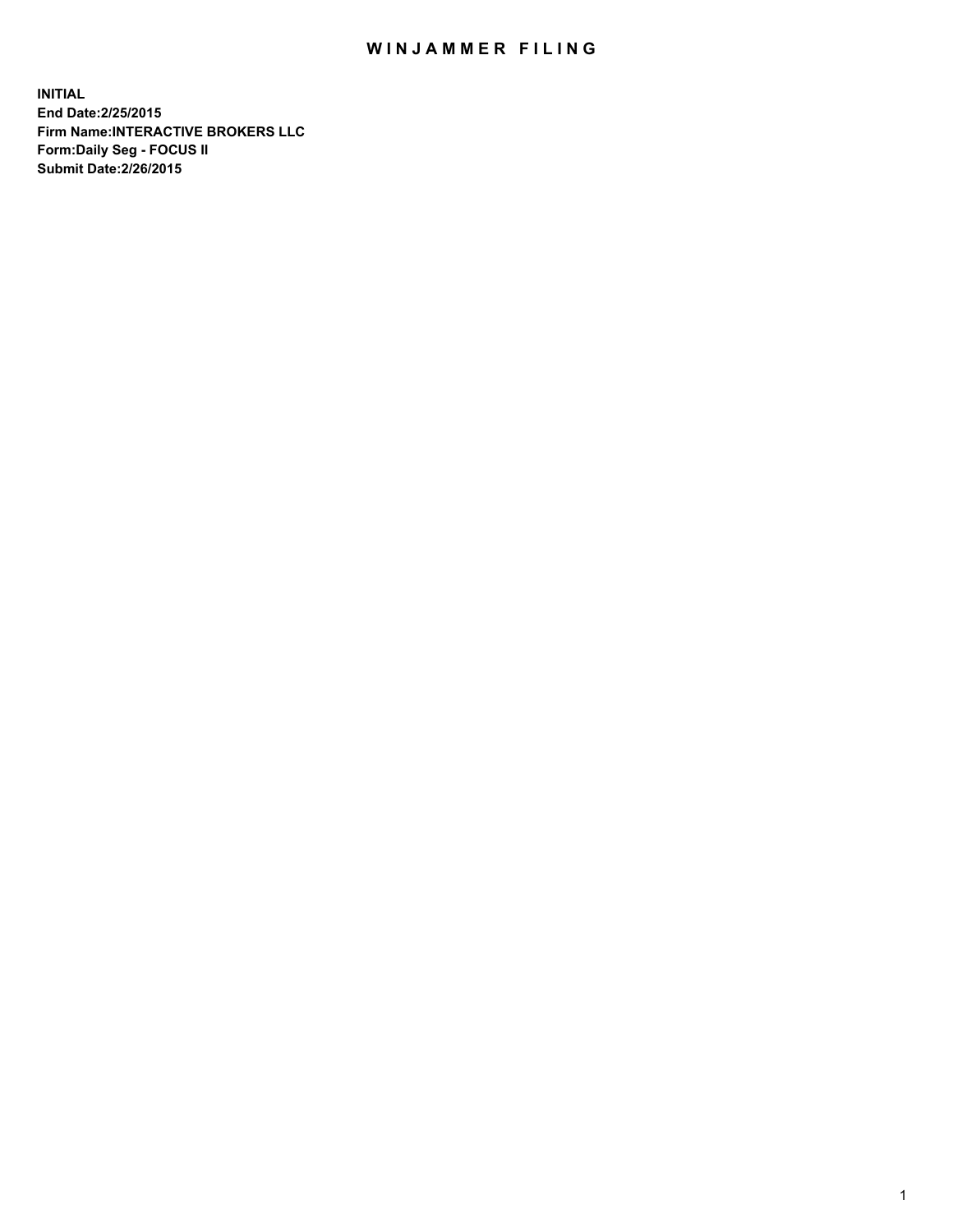# WINJAMMER FILING

**INITIAL**
**End Date:2/25/2015**
**Firm Name:INTERACTIVE BROKERS LLC**
**Form:Daily Seg - FOCUS II**
**Submit Date:2/26/2015**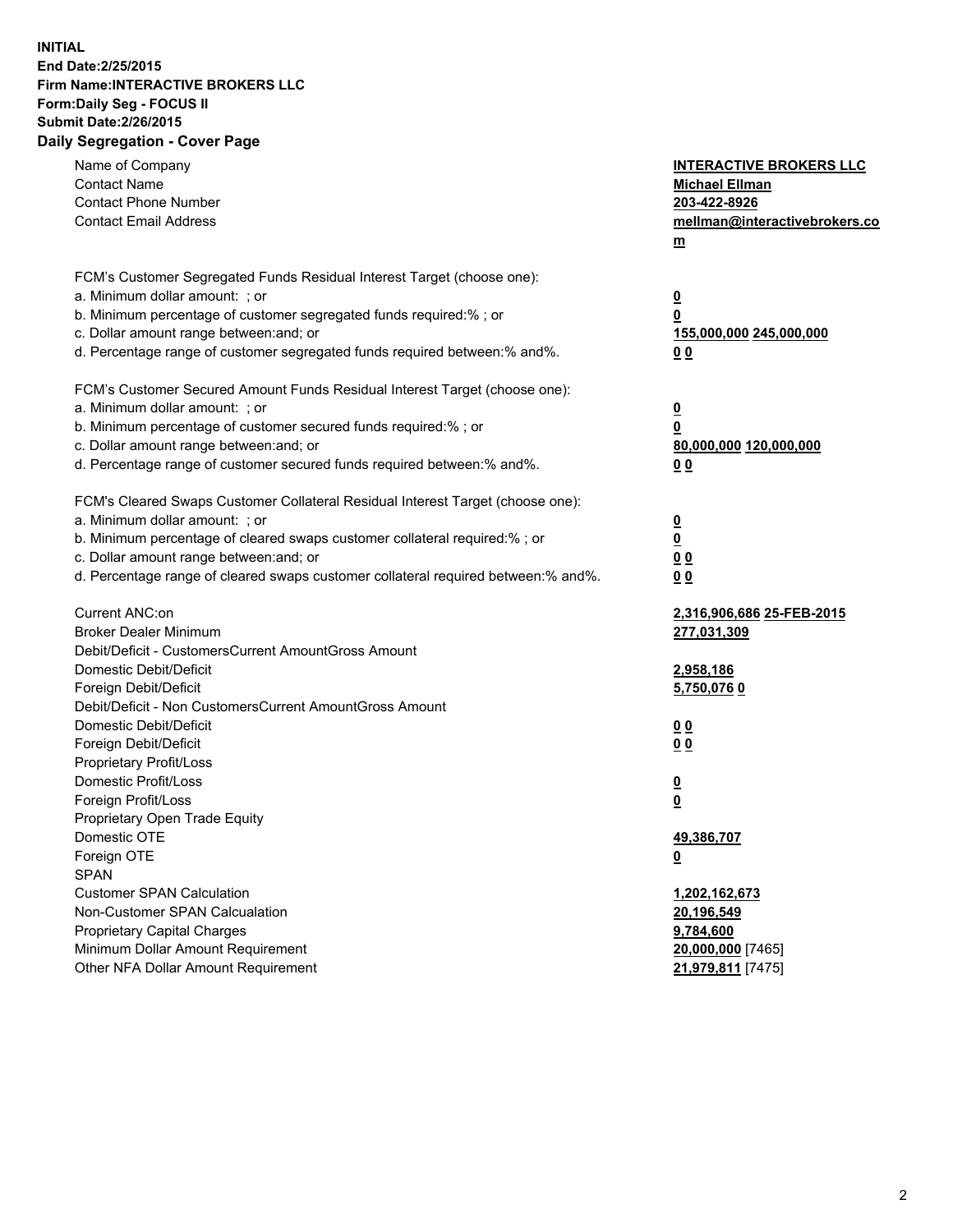**INITIAL**
**End Date:2/25/2015**
**Firm Name:INTERACTIVE BROKERS LLC**
**Form:Daily Seg - FOCUS II**
**Submit Date:2/26/2015**
**Daily Segregation - Cover Page**

| | |
|---|---|
| Name of Company | **INTERACTIVE BROKERS LLC** |
| Contact Name | **Michael Ellman** |
| Contact Phone Number | **203-422-8926** |
| Contact Email Address | **mellman@interactivebrokers.com** |
| FCM's Customer Segregated Funds Residual Interest Target (choose one): | |
| a. Minimum dollar amount: ; or | **0** |
| b. Minimum percentage of customer segregated funds required:% ; or | **0** |
| c. Dollar amount range between:and; or | **155,000,000 245,000,000** |
| d. Percentage range of customer segregated funds required between:% and%. | **0 0** |
| FCM's Customer Secured Amount Funds Residual Interest Target (choose one): | |
| a. Minimum dollar amount: ; or | **0** |
| b. Minimum percentage of customer secured funds required:% ; or | **0** |
| c. Dollar amount range between:and; or | **80,000,000 120,000,000** |
| d. Percentage range of customer secured funds required between:% and%. | **0 0** |
| FCM's Cleared Swaps Customer Collateral Residual Interest Target (choose one): | |
| a. Minimum dollar amount: ; or | **0** |
| b. Minimum percentage of cleared swaps customer collateral required:% ; or | **0** |
| c. Dollar amount range between:and; or | **0 0** |
| d. Percentage range of cleared swaps customer collateral required between:% and%. | **0 0** |
| Current ANC:on | **2,316,906,686 25-FEB-2015** |
| Broker Dealer Minimum | **277,031,309** |
| Debit/Deficit - CustomersCurrent AmountGross Amount | |
| Domestic Debit/Deficit | **2,958,186** |
| Foreign Debit/Deficit | **5,750,076 0** |
| Debit/Deficit - Non CustomersCurrent AmountGross Amount | |
| Domestic Debit/Deficit | **0 0** |
| Foreign Debit/Deficit | **0 0** |
| Proprietary Profit/Loss | |
| Domestic Profit/Loss | **0** |
| Foreign Profit/Loss | **0** |
| Proprietary Open Trade Equity | |
| Domestic OTE | **49,386,707** |
| Foreign OTE | **0** |
| SPAN | |
| Customer SPAN Calculation | **1,202,162,673** |
| Non-Customer SPAN Calcualation | **20,196,549** |
| Proprietary Capital Charges | **9,784,600** |
| Minimum Dollar Amount Requirement | **20,000,000** [7465] |
| Other NFA Dollar Amount Requirement | **21,979,811** [7475] |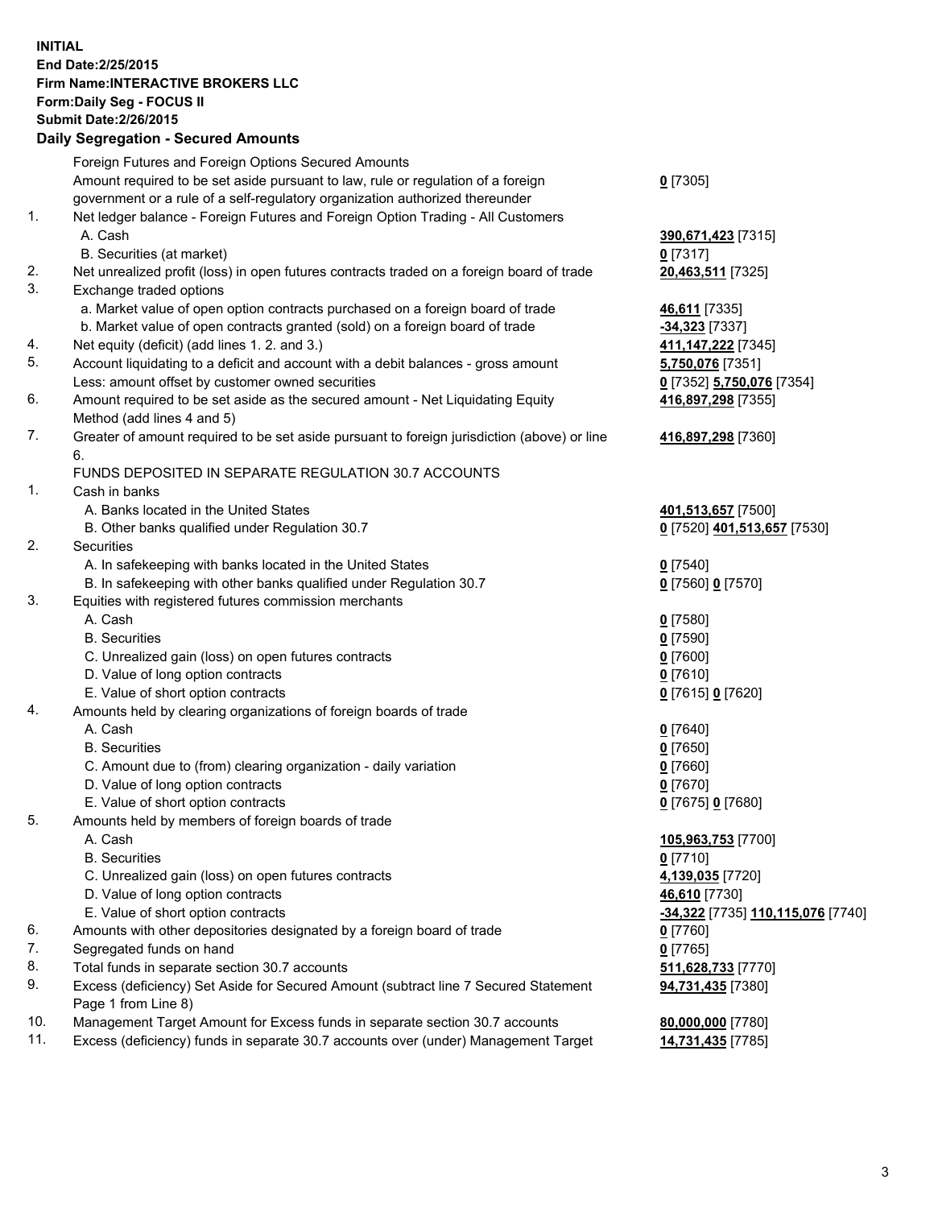**INITIAL**
**End Date:2/25/2015**
**Firm Name:INTERACTIVE BROKERS LLC**
**Form:Daily Seg - FOCUS II**
**Submit Date:2/26/2015**

## Daily Segregation - Secured Amounts

| | | |
|---|---|---|
| | Foreign Futures and Foreign Options Secured Amounts | |
| | Amount required to be set aside pursuant to law, rule or regulation of a foreign government or a rule of a self-regulatory organization authorized thereunder | **0** [7305] |
| 1. | Net ledger balance - Foreign Futures and Foreign Option Trading - All Customers | |
| | A. Cash | **390,671,423** [7315] |
| | B. Securities (at market) | **0** [7317] |
| 2. | Net unrealized profit (loss) in open futures contracts traded on a foreign board of trade | **20,463,511** [7325] |
| 3. | Exchange traded options | |
| | a. Market value of open option contracts purchased on a foreign board of trade | **46,611** [7335] |
| | b. Market value of open contracts granted (sold) on a foreign board of trade | **-34,323** [7337] |
| 4. | Net equity (deficit) (add lines 1. 2. and 3.) | **411,147,222** [7345] |
| 5. | Account liquidating to a deficit and account with a debit balances - gross amount | **5,750,076** [7351] |
| | Less: amount offset by customer owned securities | **0** [7352] **5,750,076** [7354] |
| 6. | Amount required to be set aside as the secured amount - Net Liquidating Equity Method (add lines 4 and 5) | **416,897,298** [7355] |
| 7. | Greater of amount required to be set aside pursuant to foreign jurisdiction (above) or line 6. | **416,897,298** [7360] |
| | FUNDS DEPOSITED IN SEPARATE REGULATION 30.7 ACCOUNTS | |
| 1. | Cash in banks | |
| | A. Banks located in the United States | **401,513,657** [7500] |
| | B. Other banks qualified under Regulation 30.7 | **0** [7520] **401,513,657** [7530] |
| 2. | Securities | |
| | A. In safekeeping with banks located in the United States | **0** [7540] |
| | B. In safekeeping with other banks qualified under Regulation 30.7 | **0** [7560] **0** [7570] |
| 3. | Equities with registered futures commission merchants | |
| | A. Cash | **0** [7580] |
| | B. Securities | **0** [7590] |
| | C. Unrealized gain (loss) on open futures contracts | **0** [7600] |
| | D. Value of long option contracts | **0** [7610] |
| | E. Value of short option contracts | **0** [7615] **0** [7620] |
| 4. | Amounts held by clearing organizations of foreign boards of trade | |
| | A. Cash | **0** [7640] |
| | B. Securities | **0** [7650] |
| | C. Amount due to (from) clearing organization - daily variation | **0** [7660] |
| | D. Value of long option contracts | **0** [7670] |
| | E. Value of short option contracts | **0** [7675] **0** [7680] |
| 5. | Amounts held by members of foreign boards of trade | |
| | A. Cash | **105,963,753** [7700] |
| | B. Securities | **0** [7710] |
| | C. Unrealized gain (loss) on open futures contracts | **4,139,035** [7720] |
| | D. Value of long option contracts | **46,610** [7730] |
| | E. Value of short option contracts | **-34,322** [7735] **110,115,076** [7740] |
| 6. | Amounts with other depositories designated by a foreign board of trade | **0** [7760] |
| 7. | Segregated funds on hand | **0** [7765] |
| 8. | Total funds in separate section 30.7 accounts | **511,628,733** [7770] |
| 9. | Excess (deficiency) Set Aside for Secured Amount (subtract line 7 Secured Statement Page 1 from Line 8) | **94,731,435** [7380] |
| 10. | Management Target Amount for Excess funds in separate section 30.7 accounts | **80,000,000** [7780] |
| 11. | Excess (deficiency) funds in separate 30.7 accounts over (under) Management Target | **14,731,435** [7785] |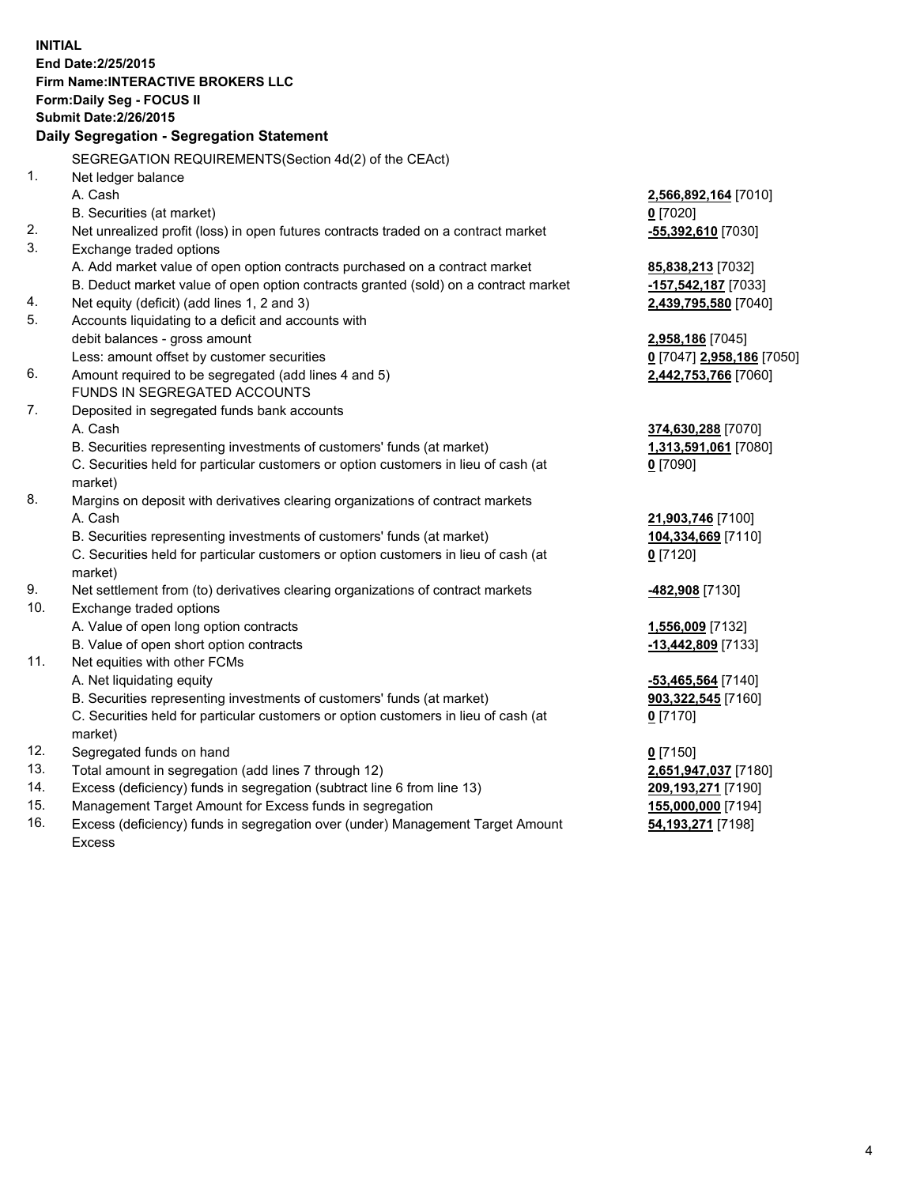**INITIAL**
**End Date:2/25/2015**
**Firm Name:INTERACTIVE BROKERS LLC**
**Form:Daily Seg - FOCUS II**
**Submit Date:2/26/2015**

**Daily Segregation - Segregation Statement**

| | | |
|---|---|---|
| | SEGREGATION REQUIREMENTS(Section 4d(2) of the CEAct) | |
| 1. | Net ledger balance | |
| | A. Cash | **2,566,892,164** [7010] |
| | B. Securities (at market) | **0** [7020] |
| 2. | Net unrealized profit (loss) in open futures contracts traded on a contract market | **-55,392,610** [7030] |
| 3. | Exchange traded options | |
| | A. Add market value of open option contracts purchased on a contract market | **85,838,213** [7032] |
| | B. Deduct market value of open option contracts granted (sold) on a contract market | **-157,542,187** [7033] |
| 4. | Net equity (deficit) (add lines 1, 2 and 3) | **2,439,795,580** [7040] |
| 5. | Accounts liquidating to a deficit and accounts with debit balances - gross amount | **2,958,186** [7045] |
| | Less: amount offset by customer securities | **0** [7047] **2,958,186** [7050] |
| 6. | Amount required to be segregated (add lines 4 and 5) | **2,442,753,766** [7060] |
| | FUNDS IN SEGREGATED ACCOUNTS | |
| 7. | Deposited in segregated funds bank accounts | |
| | A. Cash | **374,630,288** [7070] |
| | B. Securities representing investments of customers' funds (at market) | **1,313,591,061** [7080] |
| | C. Securities held for particular customers or option customers in lieu of cash (at market) | **0** [7090] |
| 8. | Margins on deposit with derivatives clearing organizations of contract markets | |
| | A. Cash | **21,903,746** [7100] |
| | B. Securities representing investments of customers' funds (at market) | **104,334,669** [7110] |
| | C. Securities held for particular customers or option customers in lieu of cash (at market) | **0** [7120] |
| 9. | Net settlement from (to) derivatives clearing organizations of contract markets | **-482,908** [7130] |
| 10. | Exchange traded options | |
| | A. Value of open long option contracts | **1,556,009** [7132] |
| | B. Value of open short option contracts | **-13,442,809** [7133] |
| 11. | Net equities with other FCMs | |
| | A. Net liquidating equity | **-53,465,564** [7140] |
| | B. Securities representing investments of customers' funds (at market) | **903,322,545** [7160] |
| | C. Securities held for particular customers or option customers in lieu of cash (at market) | **0** [7170] |
| 12. | Segregated funds on hand | **0** [7150] |
| 13. | Total amount in segregation (add lines 7 through 12) | **2,651,947,037** [7180] |
| 14. | Excess (deficiency) funds in segregation (subtract line 6 from line 13) | **209,193,271** [7190] |
| 15. | Management Target Amount for Excess funds in segregation | **155,000,000** [7194] |
| 16. | Excess (deficiency) funds in segregation over (under) Management Target Amount Excess | **54,193,271** [7198] |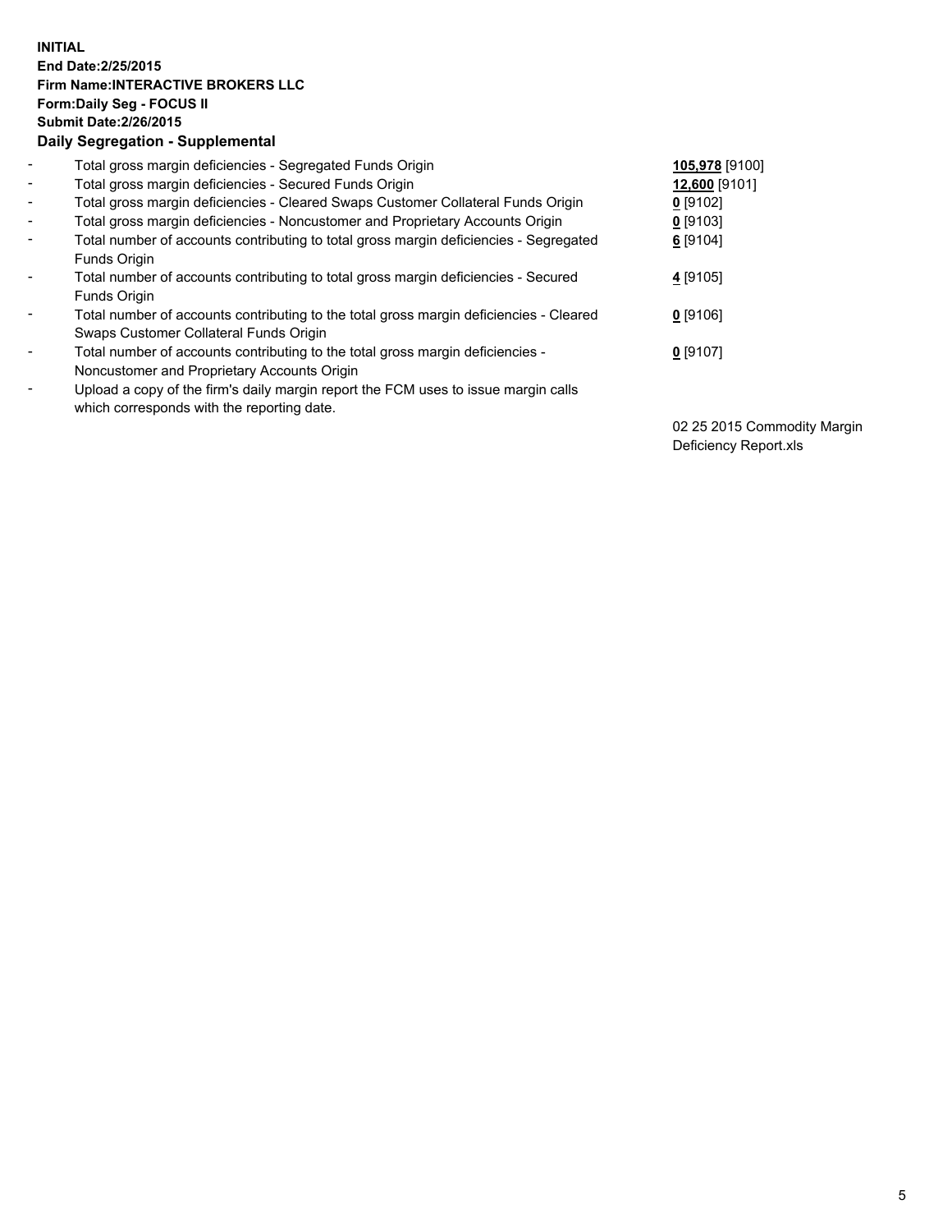**INITIAL**
**End Date:2/25/2015**
**Firm Name:INTERACTIVE BROKERS LLC**
**Form:Daily Seg - FOCUS II**
**Submit Date:2/26/2015**
**Daily Segregation - Supplemental**

| | | |
|---|---|---|
| - | Total gross margin deficiencies - Segregated Funds Origin | **105,978** [9100] |
| - | Total gross margin deficiencies - Secured Funds Origin | **12,600** [9101] |
| - | Total gross margin deficiencies - Cleared Swaps Customer Collateral Funds Origin | **0** [9102] |
| - | Total gross margin deficiencies - Noncustomer and Proprietary Accounts Origin | **0** [9103] |
| - | Total number of accounts contributing to total gross margin deficiencies - Segregated Funds Origin | **6** [9104] |
| - | Total number of accounts contributing to total gross margin deficiencies - Secured Funds Origin | **4** [9105] |
| - | Total number of accounts contributing to the total gross margin deficiencies - Cleared Swaps Customer Collateral Funds Origin | **0** [9106] |
| - | Total number of accounts contributing to the total gross margin deficiencies - Noncustomer and Proprietary Accounts Origin | **0** [9107] |
| - | Upload a copy of the firm's daily margin report the FCM uses to issue margin calls which corresponds with the reporting date. | 02 25 2015 Commodity Margin Deficiency Report.xls |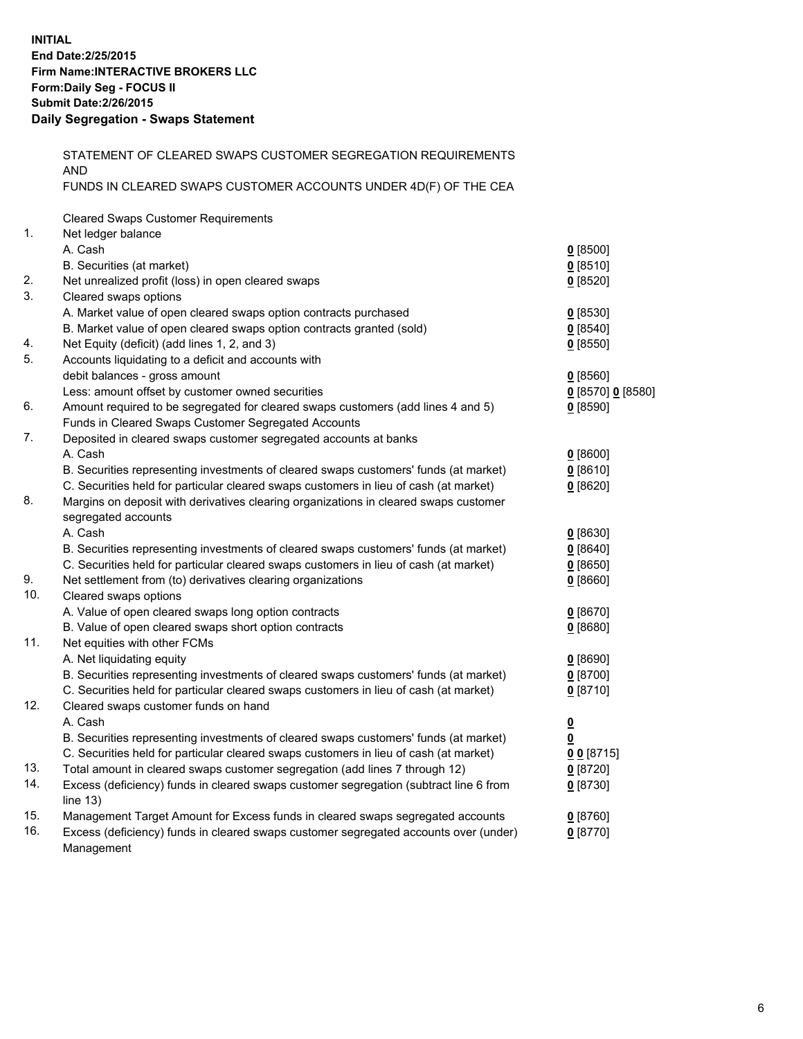**INITIAL**
**End Date:2/25/2015**
**Firm Name:INTERACTIVE BROKERS LLC**
**Form:Daily Seg - FOCUS II**
**Submit Date:2/26/2015**
**Daily Segregation - Swaps Statement**

STATEMENT OF CLEARED SWAPS CUSTOMER SEGREGATION REQUIREMENTS AND FUNDS IN CLEARED SWAPS CUSTOMER ACCOUNTS UNDER 4D(F) OF THE CEA

| | | |
|---|---|---|
| | Cleared Swaps Customer Requirements | |
| 1. | Net ledger balance | |
| | A. Cash | 0 [8500] |
| | B. Securities (at market) | 0 [8510] |
| 2. | Net unrealized profit (loss) in open cleared swaps | 0 [8520] |
| 3. | Cleared swaps options | |
| | A. Market value of open cleared swaps option contracts purchased | 0 [8530] |
| | B. Market value of open cleared swaps option contracts granted (sold) | 0 [8540] |
| 4. | Net Equity (deficit) (add lines 1, 2, and 3) | 0 [8550] |
| 5. | Accounts liquidating to a deficit and accounts with debit balances - gross amount | 0 [8560] |
| | Less: amount offset by customer owned securities | 0 [8570] 0 [8580] |
| 6. | Amount required to be segregated for cleared swaps customers (add lines 4 and 5) | 0 [8590] |
| | Funds in Cleared Swaps Customer Segregated Accounts | |
| 7. | Deposited in cleared swaps customer segregated accounts at banks | |
| | A. Cash | 0 [8600] |
| | B. Securities representing investments of cleared swaps customers' funds (at market) | 0 [8610] |
| | C. Securities held for particular cleared swaps customers in lieu of cash (at market) | 0 [8620] |
| 8. | Margins on deposit with derivatives clearing organizations in cleared swaps customer segregated accounts | |
| | A. Cash | 0 [8630] |
| | B. Securities representing investments of cleared swaps customers' funds (at market) | 0 [8640] |
| | C. Securities held for particular cleared swaps customers in lieu of cash (at market) | 0 [8650] |
| 9. | Net settlement from (to) derivatives clearing organizations | 0 [8660] |
| 10. | Cleared swaps options | |
| | A. Value of open cleared swaps long option contracts | 0 [8670] |
| | B. Value of open cleared swaps short option contracts | 0 [8680] |
| 11. | Net equities with other FCMs | |
| | A. Net liquidating equity | 0 [8690] |
| | B. Securities representing investments of cleared swaps customers' funds (at market) | 0 [8700] |
| | C. Securities held for particular cleared swaps customers in lieu of cash (at market) | 0 [8710] |
| 12. | Cleared swaps customer funds on hand | |
| | A. Cash | 0 |
| | B. Securities representing investments of cleared swaps customers' funds (at market) | 0 |
| | C. Securities held for particular cleared swaps customers in lieu of cash (at market) | 0 0 [8715] |
| 13. | Total amount in cleared swaps customer segregation (add lines 7 through 12) | 0 [8720] |
| 14. | Excess (deficiency) funds in cleared swaps customer segregation (subtract line 6 from line 13) | 0 [8730] |
| 15. | Management Target Amount for Excess funds in cleared swaps segregated accounts | 0 [8760] |
| 16. | Excess (deficiency) funds in cleared swaps customer segregated accounts over (under) Management | 0 [8770] |